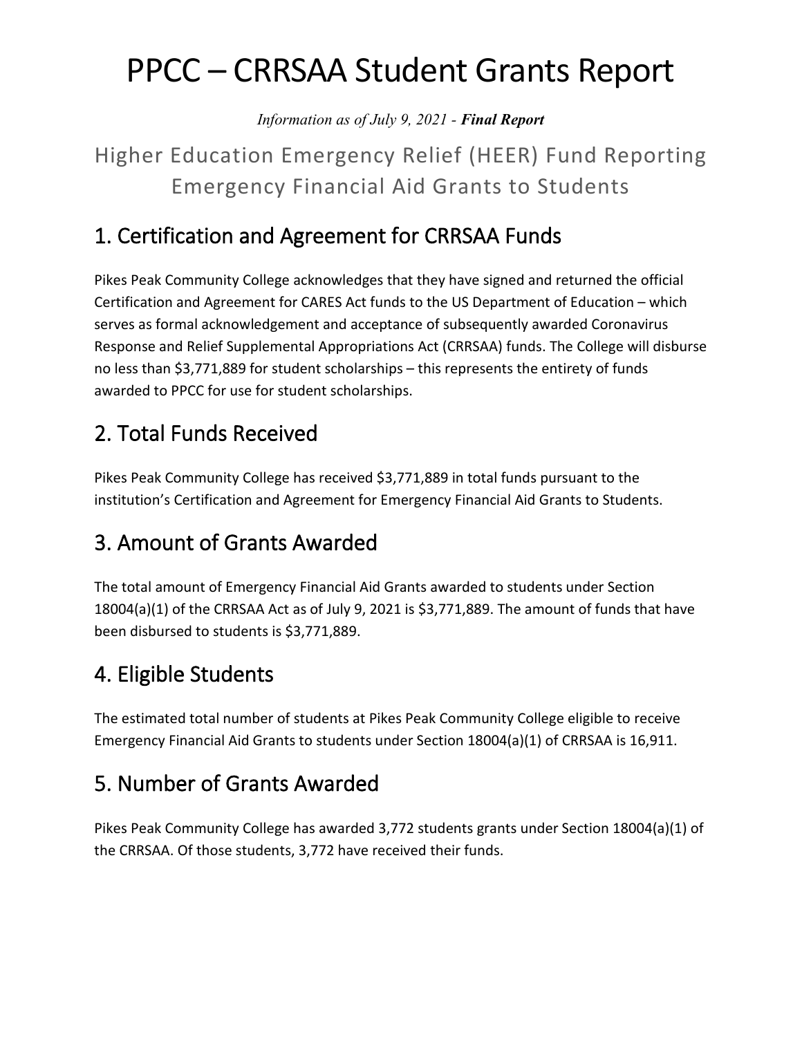# PPCC – CRRSAA Student Grants Report

*Information as of July 9, 2021 - **Final Report***

## Higher Education Emergency Relief (HEER) Fund Reporting Emergency Financial Aid Grants to Students

## 1. Certification and Agreement for CRRSAA Funds

Pikes Peak Community College acknowledges that they have signed and returned the official Certification and Agreement for CARES Act funds to the US Department of Education – which serves as formal acknowledgement and acceptance of subsequently awarded Coronavirus Response and Relief Supplemental Appropriations Act (CRRSAA) funds. The College will disburse no less than $3,771,889 for student scholarships – this represents the entirety of funds awarded to PPCC for use for student scholarships.

## 2. Total Funds Received

Pikes Peak Community College has received $3,771,889 in total funds pursuant to the institution's Certification and Agreement for Emergency Financial Aid Grants to Students.

## 3. Amount of Grants Awarded

The total amount of Emergency Financial Aid Grants awarded to students under Section 18004(a)(1) of the CRRSAA Act as of July 9, 2021 is $3,771,889. The amount of funds that have been disbursed to students is $3,771,889.

## 4. Eligible Students

The estimated total number of students at Pikes Peak Community College eligible to receive Emergency Financial Aid Grants to students under Section 18004(a)(1) of CRRSAA is 16,911.

## 5. Number of Grants Awarded

Pikes Peak Community College has awarded 3,772 students grants under Section 18004(a)(1) of the CRRSAA. Of those students, 3,772 have received their funds.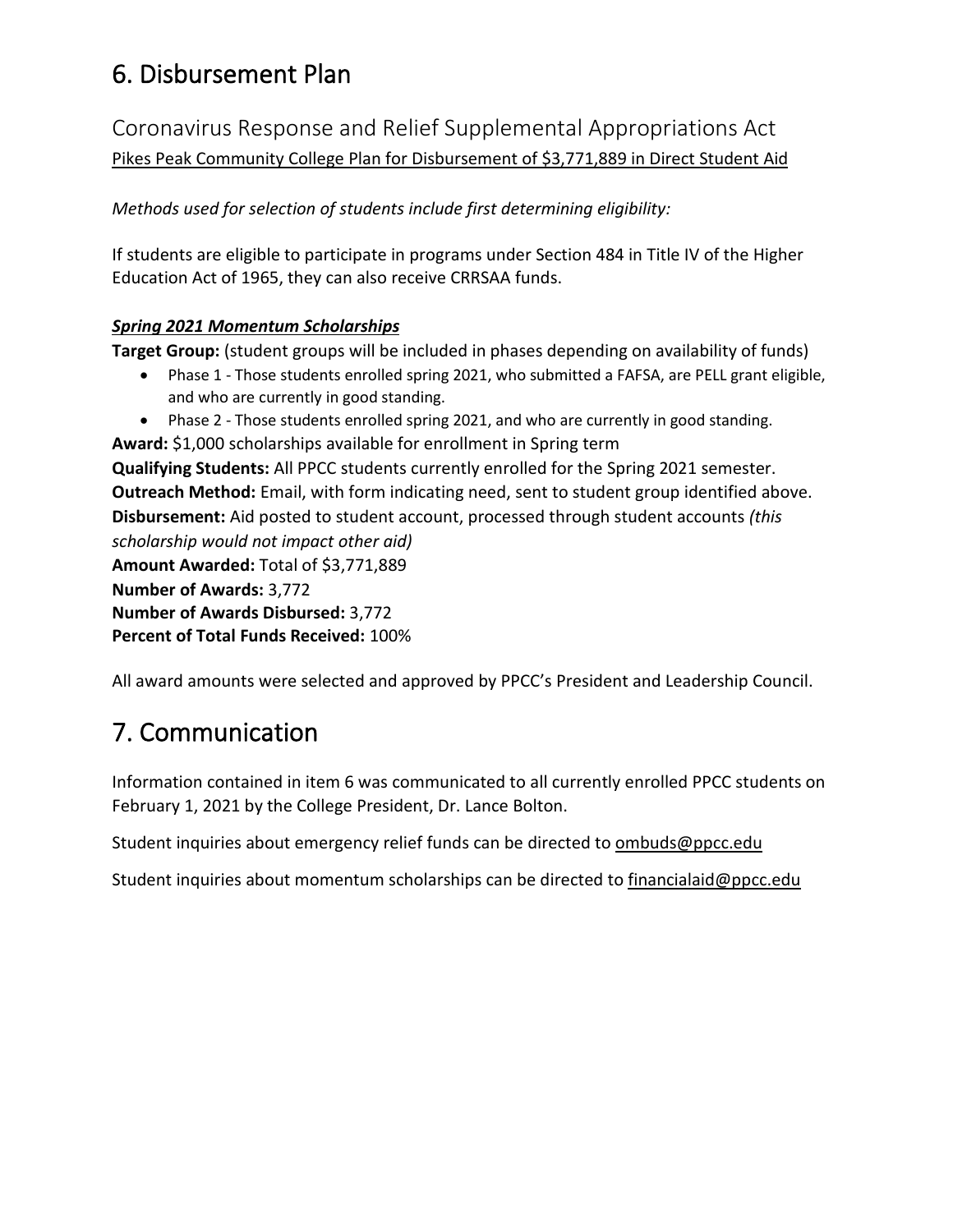# 6. Disbursement Plan

## Coronavirus Response and Relief Supplemental Appropriations Act

Pikes Peak Community College Plan for Disbursement of $3,771,889 in Direct Student Aid

*Methods used for selection of students include first determining eligibility:*

If students are eligible to participate in programs under Section 484 in Title IV of the Higher Education Act of 1965, they can also receive CRRSAA funds.

***Spring 2021 Momentum Scholarships***

**Target Group:** (student groups will be included in phases depending on availability of funds)

- Phase 1 - Those students enrolled spring 2021, who submitted a FAFSA, are PELL grant eligible, and who are currently in good standing.
- Phase 2 - Those students enrolled spring 2021, and who are currently in good standing.

**Award:** $1,000 scholarships available for enrollment in Spring term
**Qualifying Students:** All PPCC students currently enrolled for the Spring 2021 semester.
**Outreach Method:** Email, with form indicating need, sent to student group identified above.
**Disbursement:** Aid posted to student account, processed through student accounts *(this scholarship would not impact other aid)*
**Amount Awarded:** Total of $3,771,889
**Number of Awards:** 3,772
**Number of Awards Disbursed:** 3,772
**Percent of Total Funds Received:** 100%

All award amounts were selected and approved by PPCC's President and Leadership Council.

# 7. Communication

Information contained in item 6 was communicated to all currently enrolled PPCC students on February 1, 2021 by the College President, Dr. Lance Bolton.

Student inquiries about emergency relief funds can be directed to ombuds@ppcc.edu

Student inquiries about momentum scholarships can be directed to financialaid@ppcc.edu